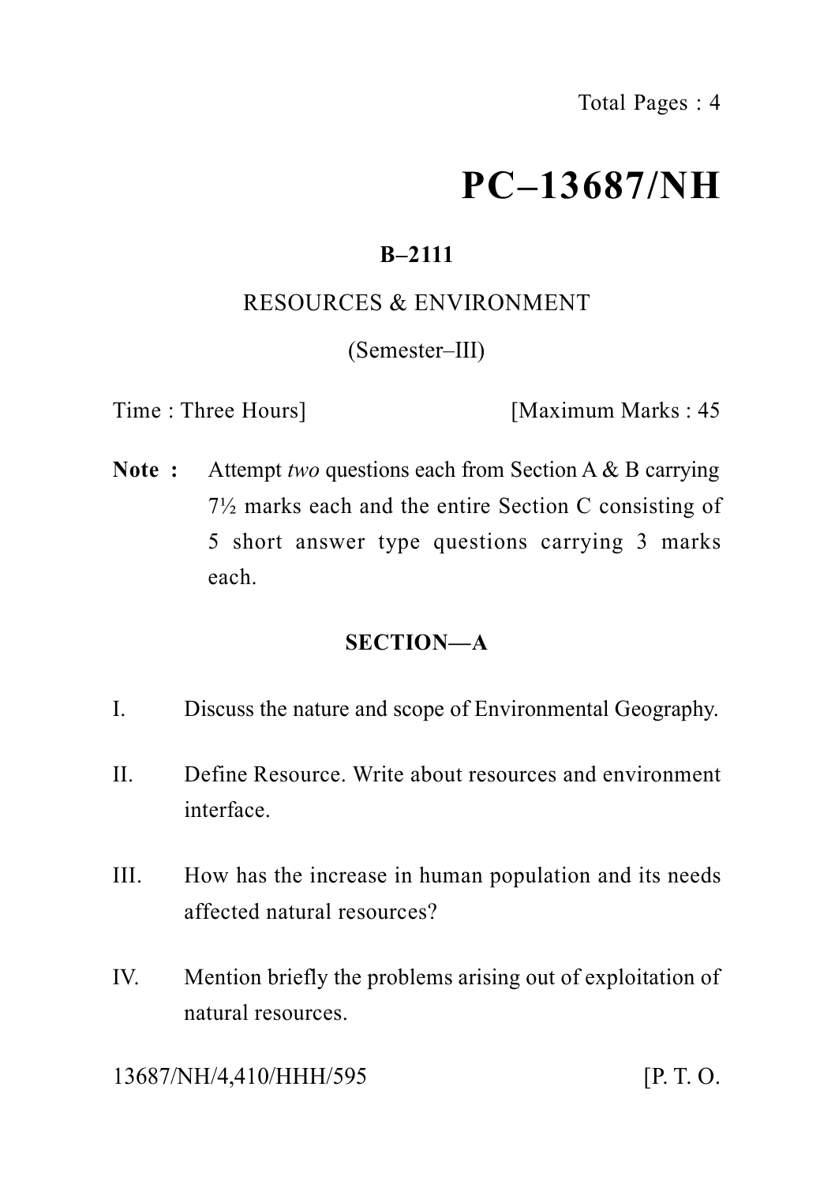# PC–13687/NH

**B–2111**

RESOURCES & ENVIRONMENT

(Semester–III)

Time : Three Hours] [Maximum Marks : 45

**Note :** Attempt *two* questions each from Section A & B carrying 7½ marks each and the entire Section C consisting of 5 short answer type questions carrying 3 marks each.

## SECTION—A

I. Discuss the nature and scope of Environmental Geography.

II. Define Resource. Write about resources and environment interface.

III. How has the increase in human population and its needs affected natural resources?

IV. Mention briefly the problems arising out of exploitation of natural resources.

13687/NH/4,410/HHH/595 [P. T. O.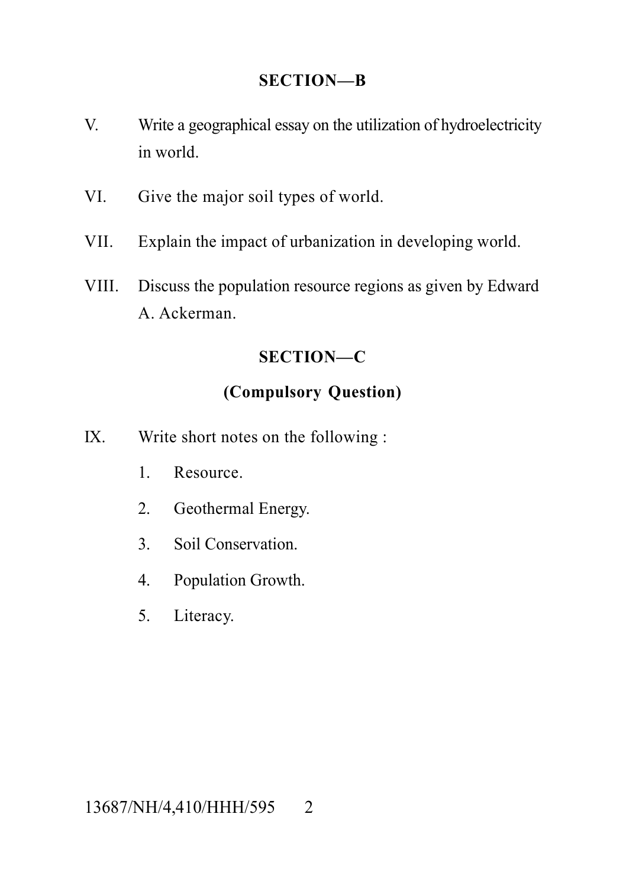## SECTION—B

V. Write a geographical essay on the utilization of hydroelectricity in world.

VI. Give the major soil types of world.

VII. Explain the impact of urbanization in developing world.

VIII. Discuss the population resource regions as given by Edward A. Ackerman.

## SECTION—C

### (Compulsory Question)

IX. Write short notes on the following :

1. Resource.
2. Geothermal Energy.
3. Soil Conservation.
4. Population Growth.
5. Literacy.

13687/NH/4,410/HHH/595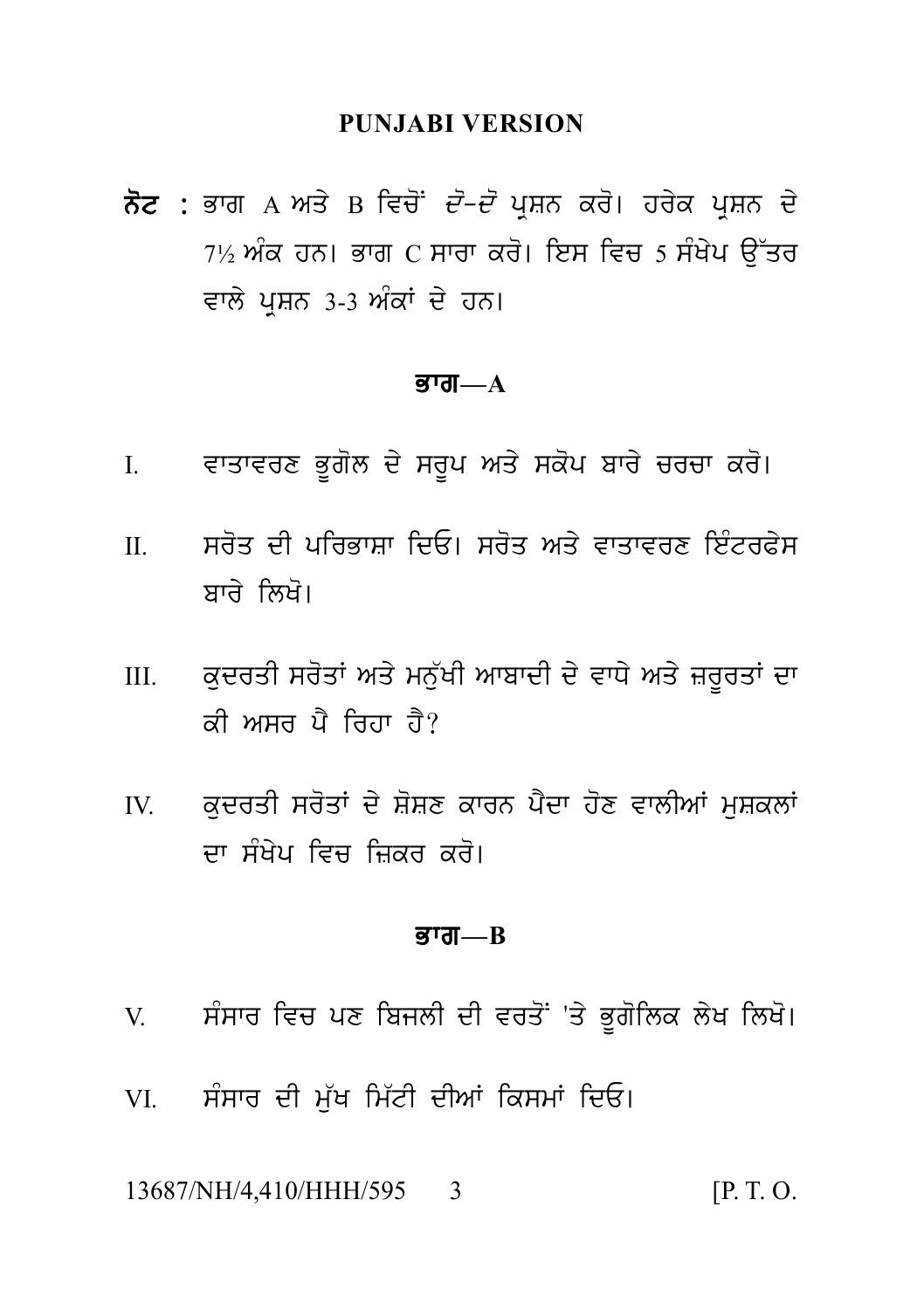**PUNJABI VERSION**

**ਨੋਟ :** ਭਾਗ A ਅਤੇ B ਵਿਚੋਂ *ਦੋ-ਦੋ* ਪ੍ਰਸ਼ਨ ਕਰੋ। ਹਰੇਕ ਪ੍ਰਸ਼ਨ ਦੇ 7½ ਅੰਕ ਹਨ। ਭਾਗ C ਸਾਰਾ ਕਰੋ। ਇਸ ਵਿਚ 5 ਸੰਖੇਪ ਉੱਤਰ ਵਾਲੇ ਪ੍ਰਸ਼ਨ 3-3 ਅੰਕਾਂ ਦੇ ਹਨ।

## ਭਾਗ—A

I. ਵਾਤਾਵਰਣ ਭੂਗੋਲ ਦੇ ਸਰੂਪ ਅਤੇ ਸਕੋਪ ਬਾਰੇ ਚਰਚਾ ਕਰੋ।

II. ਸਰੋਤ ਦੀ ਪਰਿਭਾਸ਼ਾ ਦਿਓ। ਸਰੋਤ ਅਤੇ ਵਾਤਾਵਰਣ ਇੰਟਰਫੇਸ ਬਾਰੇ ਲਿਖੋ।

III. ਕੁਦਰਤੀ ਸਰੋਤਾਂ ਅਤੇ ਮਨੁੱਖੀ ਆਬਾਦੀ ਦੇ ਵਾਧੇ ਅਤੇ ਜ਼ਰੂਰਤਾਂ ਦਾ ਕੀ ਅਸਰ ਪੈ ਰਿਹਾ ਹੈ?

IV. ਕੁਦਰਤੀ ਸਰੋਤਾਂ ਦੇ ਸ਼ੋਸ਼ਣ ਕਾਰਨ ਪੈਦਾ ਹੋਣ ਵਾਲੀਆਂ ਮੁਸ਼ਕਲਾਂ ਦਾ ਸੰਖੇਪ ਵਿਚ ਜ਼ਿਕਰ ਕਰੋ।

## ਭਾਗ—B

V. ਸੰਸਾਰ ਵਿਚ ਪਣ ਬਿਜਲੀ ਦੀ ਵਰਤੋਂ 'ਤੇ ਭੂਗੋਲਿਕ ਲੇਖ ਲਿਖੋ।

VI. ਸੰਸਾਰ ਦੀ ਮੁੱਖ ਮਿੱਟੀ ਦੀਆਂ ਕਿਸਮਾਂ ਦਿਓ।

13687/NH/4,410/HHH/595 [P. T. O.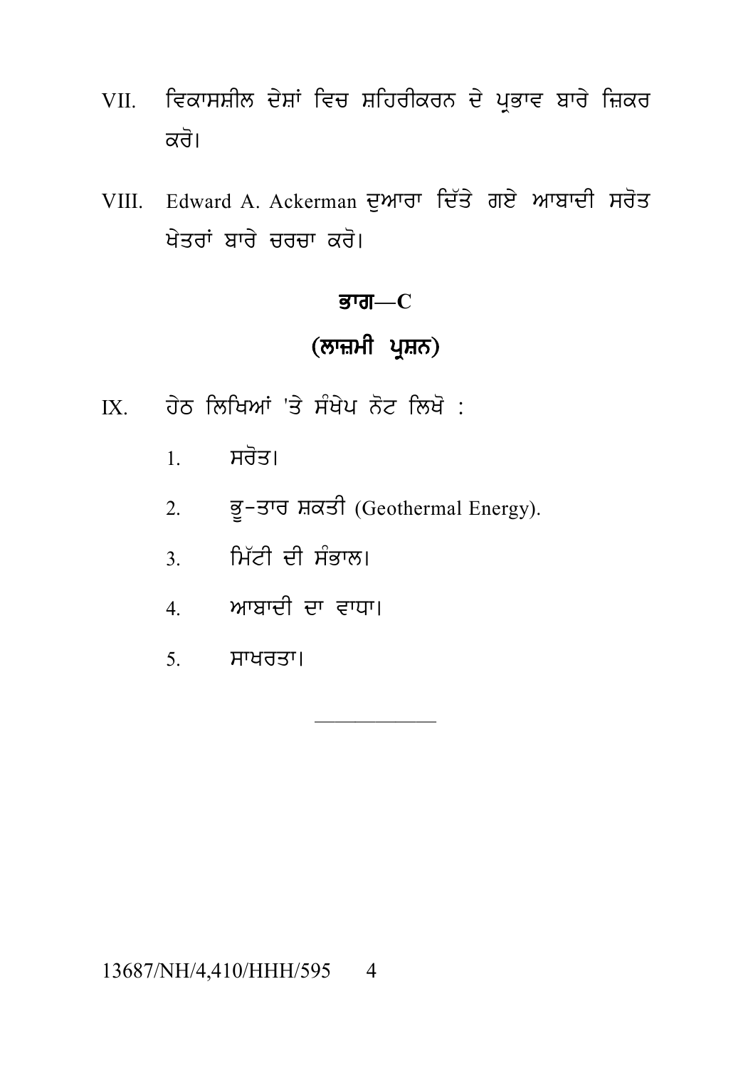VII. ਵਿਕਾਸਸ਼ੀਲ ਦੇਸ਼ਾਂ ਵਿਚ ਸ਼ਹਿਰੀਕਰਨ ਦੇ ਪ੍ਰਭਾਵ ਬਾਰੇ ਜ਼ਿਕਰ ਕਰੋ।

VIII. Edward A. Ackerman ਦੁਆਰਾ ਦਿੱਤੇ ਗਏ ਆਬਾਦੀ ਸਰੋਤ ਖੇਤਰਾਂ ਬਾਰੇ ਚਰਚਾ ਕਰੋ।

## ਭਾਗ—C

### (ਲਾਜ਼ਮੀ ਪ੍ਰਸ਼ਨ)

IX. ਹੇਠ ਲਿਖਿਆਂ 'ਤੇ ਸੰਖੇਪ ਨੋਟ ਲਿਖੋ :

1. ਸਰੋਤ।
2. ਭੂ-ਤਾਰ ਸ਼ਕਤੀ (Geothermal Energy).
3. ਮਿੱਟੀ ਦੀ ਸੰਭਾਲ।
4. ਆਬਾਦੀ ਦਾ ਵਾਧਾ।
5. ਸਾਖਰਤਾ।

13687/NH/4,410/HHH/595